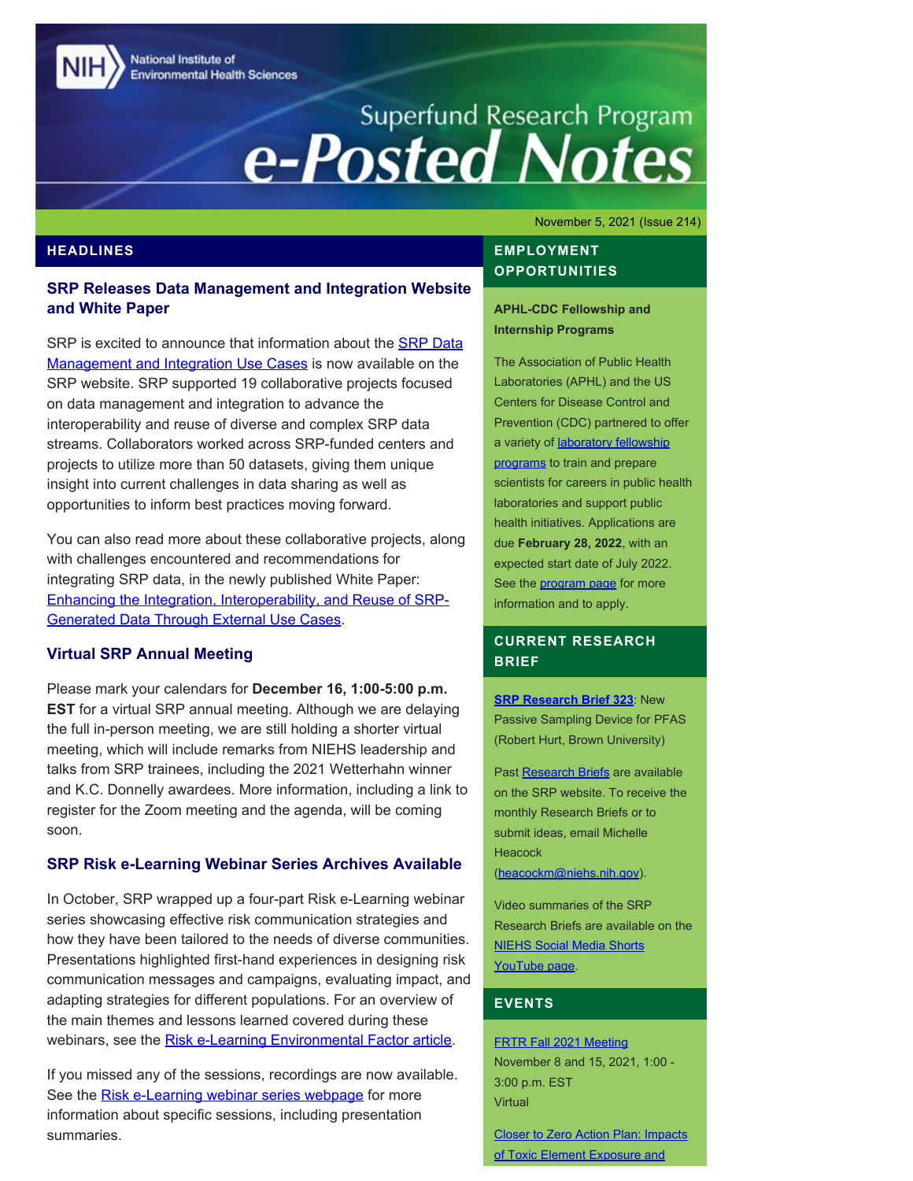National Institute of Environmental Health Sciences

# Superfund Research Program e-Posted Notes

November 5, 2021 (Issue 214)

## HEADLINES

### SRP Releases Data Management and Integration Website and White Paper

SRP is excited to announce that information about the SRP Data Management and Integration Use Cases is now available on the SRP website. SRP supported 19 collaborative projects focused on data management and integration to advance the interoperability and reuse of diverse and complex SRP data streams. Collaborators worked across SRP-funded centers and projects to utilize more than 50 datasets, giving them unique insight into current challenges in data sharing as well as opportunities to inform best practices moving forward.

You can also read more about these collaborative projects, along with challenges encountered and recommendations for integrating SRP data, in the newly published White Paper: Enhancing the Integration, Interoperability, and Reuse of SRP-Generated Data Through External Use Cases.

### Virtual SRP Annual Meeting

Please mark your calendars for **December 16, 1:00-5:00 p.m. EST** for a virtual SRP annual meeting. Although we are delaying the full in-person meeting, we are still holding a shorter virtual meeting, which will include remarks from NIEHS leadership and talks from SRP trainees, including the 2021 Wetterhahn winner and K.C. Donnelly awardees. More information, including a link to register for the Zoom meeting and the agenda, will be coming soon.

### SRP Risk e-Learning Webinar Series Archives Available

In October, SRP wrapped up a four-part Risk e-Learning webinar series showcasing effective risk communication strategies and how they have been tailored to the needs of diverse communities. Presentations highlighted first-hand experiences in designing risk communication messages and campaigns, evaluating impact, and adapting strategies for different populations. For an overview of the main themes and lessons learned covered during these webinars, see the Risk e-Learning Environmental Factor article.

If you missed any of the sessions, recordings are now available. See the Risk e-Learning webinar series webpage for more information about specific sessions, including presentation summaries.

## EMPLOYMENT OPPORTUNITIES

**APHL-CDC Fellowship and Internship Programs**

The Association of Public Health Laboratories (APHL) and the US Centers for Disease Control and Prevention (CDC) partnered to offer a variety of laboratory fellowship programs to train and prepare scientists for careers in public health laboratories and support public health initiatives. Applications are due **February 28, 2022**, with an expected start date of July 2022. See the program page for more information and to apply.

## CURRENT RESEARCH BRIEF

**SRP Research Brief 323**: New Passive Sampling Device for PFAS (Robert Hurt, Brown University)

Past Research Briefs are available on the SRP website. To receive the monthly Research Briefs or to submit ideas, email Michelle Heacock (heacockm@niehs.nih.gov).

Video summaries of the SRP Research Briefs are available on the NIEHS Social Media Shorts YouTube page.

## EVENTS

FRTR Fall 2021 Meeting
November 8 and 15, 2021, 1:00 - 3:00 p.m. EST
Virtual

Closer to Zero Action Plan: Impacts of Toxic Element Exposure and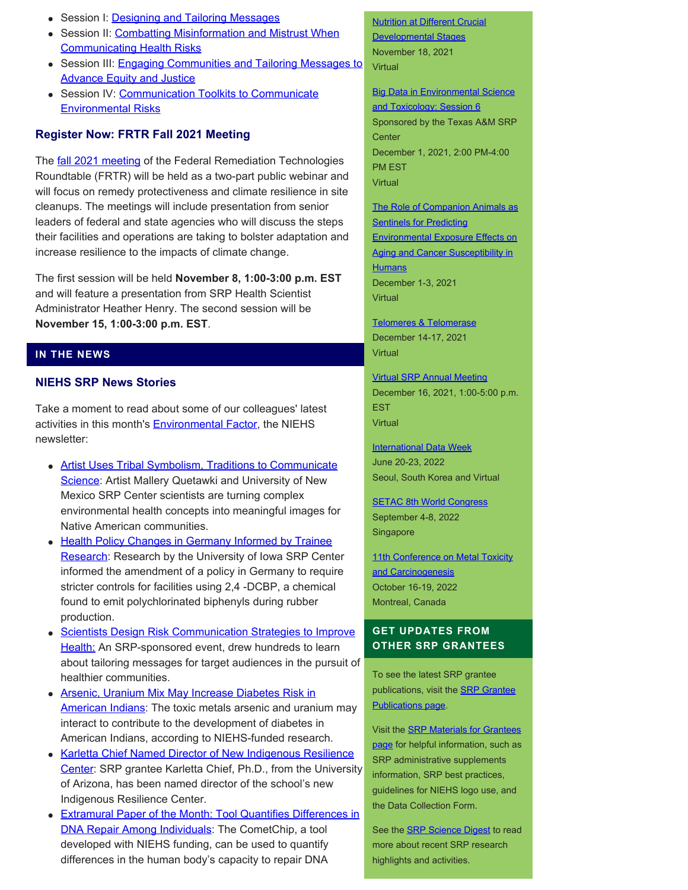- Session I: Designing and Tailoring Messages
- Session II: Combatting Misinformation and Mistrust When Communicating Health Risks
- Session III: Engaging Communities and Tailoring Messages to Advance Equity and Justice
- Session IV: Communication Toolkits to Communicate Environmental Risks

### Register Now: FRTR Fall 2021 Meeting

The fall 2021 meeting of the Federal Remediation Technologies Roundtable (FRTR) will be held as a two-part public webinar and will focus on remedy protectiveness and climate resilience in site cleanups. The meetings will include presentation from senior leaders of federal and state agencies who will discuss the steps their facilities and operations are taking to bolster adaptation and increase resilience to the impacts of climate change.

The first session will be held **November 8, 1:00-3:00 p.m. EST** and will feature a presentation from SRP Health Scientist Administrator Heather Henry. The second session will be **November 15, 1:00-3:00 p.m. EST**.

## IN THE NEWS

### NIEHS SRP News Stories

Take a moment to read about some of our colleagues' latest activities in this month's Environmental Factor, the NIEHS newsletter:

- Artist Uses Tribal Symbolism, Traditions to Communicate Science: Artist Mallery Quetawki and University of New Mexico SRP Center scientists are turning complex environmental health concepts into meaningful images for Native American communities.
- Health Policy Changes in Germany Informed by Trainee Research: Research by the University of Iowa SRP Center informed the amendment of a policy in Germany to require stricter controls for facilities using 2,4 -DCBP, a chemical found to emit polychlorinated biphenyls during rubber production.
- Scientists Design Risk Communication Strategies to Improve Health: An SRP-sponsored event, drew hundreds to learn about tailoring messages for target audiences in the pursuit of healthier communities.
- Arsenic, Uranium Mix May Increase Diabetes Risk in American Indians: The toxic metals arsenic and uranium may interact to contribute to the development of diabetes in American Indians, according to NIEHS-funded research.
- Karletta Chief Named Director of New Indigenous Resilience Center: SRP grantee Karletta Chief, Ph.D., from the University of Arizona, has been named director of the school's new Indigenous Resilience Center.
- Extramural Paper of the Month: Tool Quantifies Differences in DNA Repair Among Individuals: The CometChip, a tool developed with NIEHS funding, can be used to quantify differences in the human body's capacity to repair DNA

Nutrition at Different Crucial Developmental Stages
November 18, 2021
Virtual

Big Data in Environmental Science and Toxicology: Session 6
Sponsored by the Texas A&M SRP Center
December 1, 2021, 2:00 PM-4:00 PM EST
Virtual

The Role of Companion Animals as Sentinels for Predicting Environmental Exposure Effects on Aging and Cancer Susceptibility in Humans
December 1-3, 2021
Virtual

Telomeres & Telomerase
December 14-17, 2021
Virtual

Virtual SRP Annual Meeting
December 16, 2021, 1:00-5:00 p.m. EST
Virtual

International Data Week
June 20-23, 2022
Seoul, South Korea and Virtual

SETAC 8th World Congress
September 4-8, 2022
Singapore

11th Conference on Metal Toxicity and Carcinogenesis
October 16-19, 2022
Montreal, Canada

## GET UPDATES FROM OTHER SRP GRANTEES

To see the latest SRP grantee publications, visit the SRP Grantee Publications page.

Visit the SRP Materials for Grantees page for helpful information, such as SRP administrative supplements information, SRP best practices, guidelines for NIEHS logo use, and the Data Collection Form.

See the SRP Science Digest to read more about recent SRP research highlights and activities.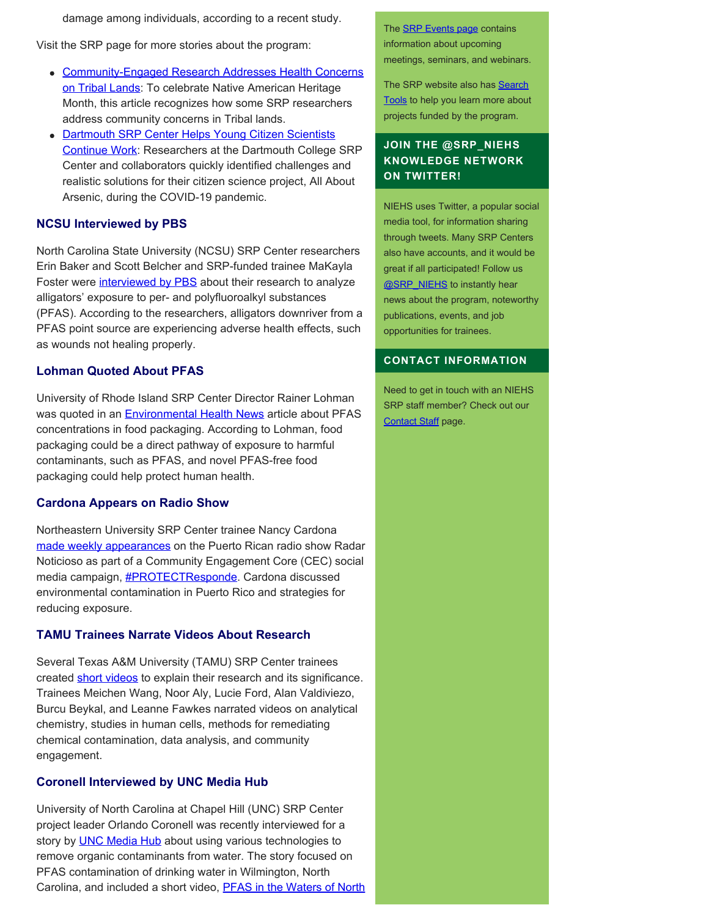damage among individuals, according to a recent study.

Visit the SRP page for more stories about the program:

- Community-Engaged Research Addresses Health Concerns on Tribal Lands: To celebrate Native American Heritage Month, this article recognizes how some SRP researchers address community concerns in Tribal lands.
- Dartmouth SRP Center Helps Young Citizen Scientists Continue Work: Researchers at the Dartmouth College SRP Center and collaborators quickly identified challenges and realistic solutions for their citizen science project, All About Arsenic, during the COVID-19 pandemic.

### NCSU Interviewed by PBS

North Carolina State University (NCSU) SRP Center researchers Erin Baker and Scott Belcher and SRP-funded trainee MaKayla Foster were interviewed by PBS about their research to analyze alligators' exposure to per- and polyfluoroalkyl substances (PFAS). According to the researchers, alligators downriver from a PFAS point source are experiencing adverse health effects, such as wounds not healing properly.

### Lohman Quoted About PFAS

University of Rhode Island SRP Center Director Rainer Lohman was quoted in an Environmental Health News article about PFAS concentrations in food packaging. According to Lohman, food packaging could be a direct pathway of exposure to harmful contaminants, such as PFAS, and novel PFAS-free food packaging could help protect human health.

### Cardona Appears on Radio Show

Northeastern University SRP Center trainee Nancy Cardona made weekly appearances on the Puerto Rican radio show Radar Noticioso as part of a Community Engagement Core (CEC) social media campaign, #PROTECTResponde. Cardona discussed environmental contamination in Puerto Rico and strategies for reducing exposure.

### TAMU Trainees Narrate Videos About Research

Several Texas A&M University (TAMU) SRP Center trainees created short videos to explain their research and its significance. Trainees Meichen Wang, Noor Aly, Lucie Ford, Alan Valdiviezo, Burcu Beykal, and Leanne Fawkes narrated videos on analytical chemistry, studies in human cells, methods for remediating chemical contamination, data analysis, and community engagement.

### Coronell Interviewed by UNC Media Hub

University of North Carolina at Chapel Hill (UNC) SRP Center project leader Orlando Coronell was recently interviewed for a story by UNC Media Hub about using various technologies to remove organic contaminants from water. The story focused on PFAS contamination of drinking water in Wilmington, North Carolina, and included a short video, PFAS in the Waters of North

The SRP Events page contains information about upcoming meetings, seminars, and webinars.

The SRP website also has Search Tools to help you learn more about projects funded by the program.

### JOIN THE @SRP_NIEHS KNOWLEDGE NETWORK ON TWITTER!

NIEHS uses Twitter, a popular social media tool, for information sharing through tweets. Many SRP Centers also have accounts, and it would be great if all participated! Follow us @SRP_NIEHS to instantly hear news about the program, noteworthy publications, events, and job opportunities for trainees.

### CONTACT INFORMATION

Need to get in touch with an NIEHS SRP staff member? Check out our Contact Staff page.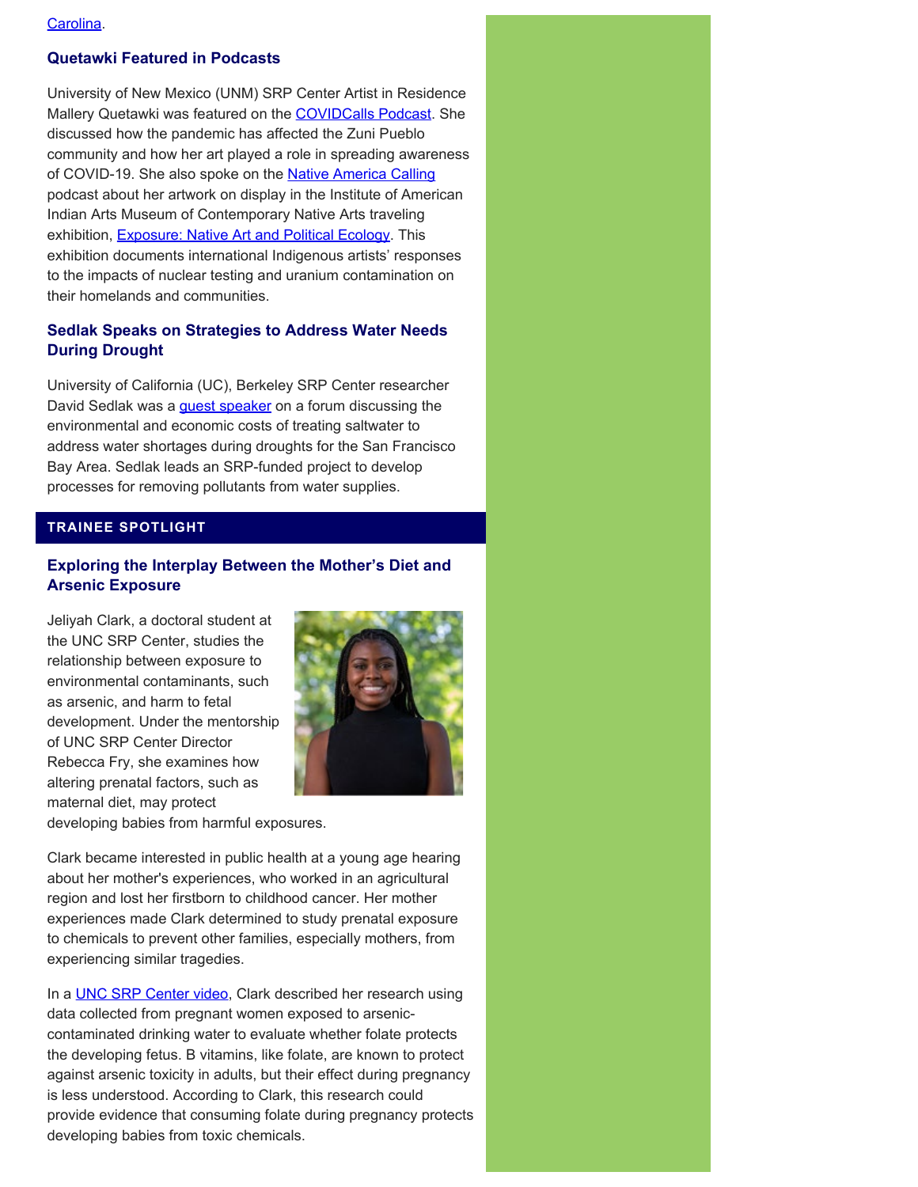Carolina.

### Quetawki Featured in Podcasts

University of New Mexico (UNM) SRP Center Artist in Residence Mallery Quetawki was featured on the COVIDCalls Podcast. She discussed how the pandemic has affected the Zuni Pueblo community and how her art played a role in spreading awareness of COVID-19. She also spoke on the Native America Calling podcast about her artwork on display in the Institute of American Indian Arts Museum of Contemporary Native Arts traveling exhibition, Exposure: Native Art and Political Ecology. This exhibition documents international Indigenous artists' responses to the impacts of nuclear testing and uranium contamination on their homelands and communities.

### Sedlak Speaks on Strategies to Address Water Needs During Drought

University of California (UC), Berkeley SRP Center researcher David Sedlak was a guest speaker on a forum discussing the environmental and economic costs of treating saltwater to address water shortages during droughts for the San Francisco Bay Area. Sedlak leads an SRP-funded project to develop processes for removing pollutants from water supplies.

## TRAINEE SPOTLIGHT

### Exploring the Interplay Between the Mother's Diet and Arsenic Exposure

Jeliyah Clark, a doctoral student at the UNC SRP Center, studies the relationship between exposure to environmental contaminants, such as arsenic, and harm to fetal development. Under the mentorship of UNC SRP Center Director Rebecca Fry, she examines how altering prenatal factors, such as maternal diet, may protect developing babies from harmful exposures.

Clark became interested in public health at a young age hearing about her mother's experiences, who worked in an agricultural region and lost her firstborn to childhood cancer. Her mother experiences made Clark determined to study prenatal exposure to chemicals to prevent other families, especially mothers, from experiencing similar tragedies.

In a UNC SRP Center video, Clark described her research using data collected from pregnant women exposed to arsenic-contaminated drinking water to evaluate whether folate protects the developing fetus. B vitamins, like folate, are known to protect against arsenic toxicity in adults, but their effect during pregnancy is less understood. According to Clark, this research could provide evidence that consuming folate during pregnancy protects developing babies from toxic chemicals.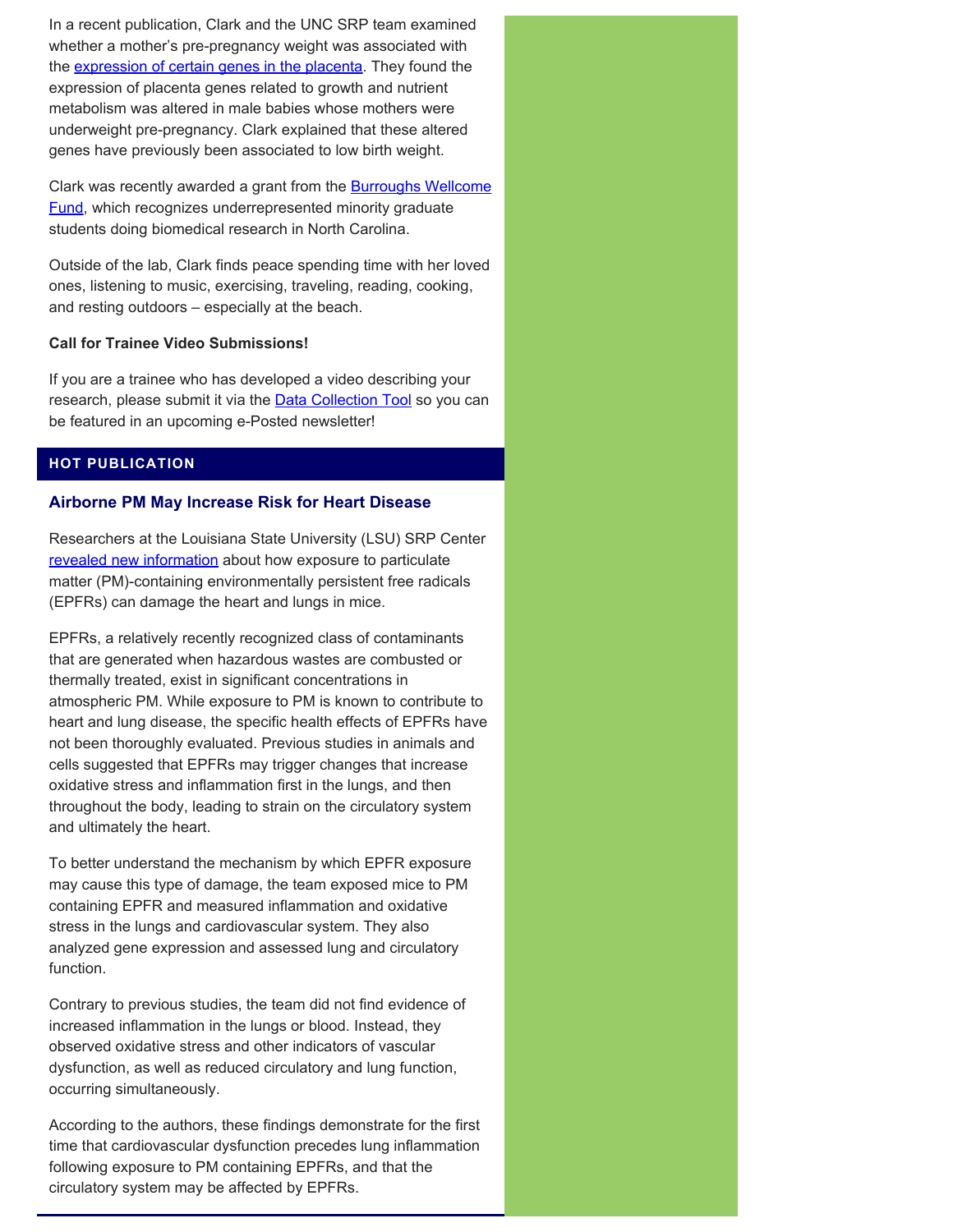In a recent publication, Clark and the UNC SRP team examined whether a mother's pre-pregnancy weight was associated with the [expression of certain genes in the placenta](). They found the expression of placenta genes related to growth and nutrient metabolism was altered in male babies whose mothers were underweight pre-pregnancy. Clark explained that these altered genes have previously been associated to low birth weight.

Clark was recently awarded a grant from the [Burroughs Wellcome Fund](), which recognizes underrepresented minority graduate students doing biomedical research in North Carolina.

Outside of the lab, Clark finds peace spending time with her loved ones, listening to music, exercising, traveling, reading, cooking, and resting outdoors – especially at the beach.

**Call for Trainee Video Submissions!**

If you are a trainee who has developed a video describing your research, please submit it via the [Data Collection Tool]() so you can be featured in an upcoming e-Posted newsletter!

## HOT PUBLICATION

### Airborne PM May Increase Risk for Heart Disease

Researchers at the Louisiana State University (LSU) SRP Center [revealed new information]() about how exposure to particulate matter (PM)-containing environmentally persistent free radicals (EPFRs) can damage the heart and lungs in mice.

EPFRs, a relatively recently recognized class of contaminants that are generated when hazardous wastes are combusted or thermally treated, exist in significant concentrations in atmospheric PM. While exposure to PM is known to contribute to heart and lung disease, the specific health effects of EPFRs have not been thoroughly evaluated. Previous studies in animals and cells suggested that EPFRs may trigger changes that increase oxidative stress and inflammation first in the lungs, and then throughout the body, leading to strain on the circulatory system and ultimately the heart.

To better understand the mechanism by which EPFR exposure may cause this type of damage, the team exposed mice to PM containing EPFR and measured inflammation and oxidative stress in the lungs and cardiovascular system. They also analyzed gene expression and assessed lung and circulatory function.

Contrary to previous studies, the team did not find evidence of increased inflammation in the lungs or blood. Instead, they observed oxidative stress and other indicators of vascular dysfunction, as well as reduced circulatory and lung function, occurring simultaneously.

According to the authors, these findings demonstrate for the first time that cardiovascular dysfunction precedes lung inflammation following exposure to PM containing EPFRs, and that the circulatory system may be affected by EPFRs.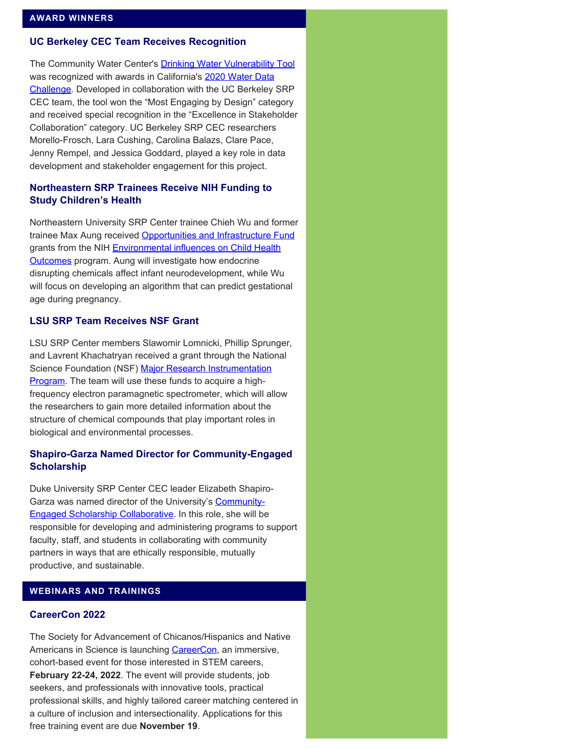## AWARD WINNERS

### UC Berkeley CEC Team Receives Recognition

The Community Water Center's Drinking Water Vulnerability Tool was recognized with awards in California's 2020 Water Data Challenge. Developed in collaboration with the UC Berkeley SRP CEC team, the tool won the "Most Engaging by Design" category and received special recognition in the "Excellence in Stakeholder Collaboration" category. UC Berkeley SRP CEC researchers Morello-Frosch, Lara Cushing, Carolina Balazs, Clare Pace, Jenny Rempel, and Jessica Goddard, played a key role in data development and stakeholder engagement for this project.

### Northeastern SRP Trainees Receive NIH Funding to Study Children's Health

Northeastern University SRP Center trainee Chieh Wu and former trainee Max Aung received Opportunities and Infrastructure Fund grants from the NIH Environmental influences on Child Health Outcomes program. Aung will investigate how endocrine disrupting chemicals affect infant neurodevelopment, while Wu will focus on developing an algorithm that can predict gestational age during pregnancy.

### LSU SRP Team Receives NSF Grant

LSU SRP Center members Slawomir Lomnicki, Phillip Sprunger, and Lavrent Khachatryan received a grant through the National Science Foundation (NSF) Major Research Instrumentation Program. The team will use these funds to acquire a high-frequency electron paramagnetic spectrometer, which will allow the researchers to gain more detailed information about the structure of chemical compounds that play important roles in biological and environmental processes.

### Shapiro-Garza Named Director for Community-Engaged Scholarship

Duke University SRP Center CEC leader Elizabeth Shapiro-Garza was named director of the University's Community-Engaged Scholarship Collaborative. In this role, she will be responsible for developing and administering programs to support faculty, staff, and students in collaborating with community partners in ways that are ethically responsible, mutually productive, and sustainable.

## WEBINARS AND TRAININGS

### CareerCon 2022

The Society for Advancement of Chicanos/Hispanics and Native Americans in Science is launching CareerCon, an immersive, cohort-based event for those interested in STEM careers, **February 22-24, 2022**. The event will provide students, job seekers, and professionals with innovative tools, practical professional skills, and highly tailored career matching centered in a culture of inclusion and intersectionality. Applications for this free training event are due **November 19**.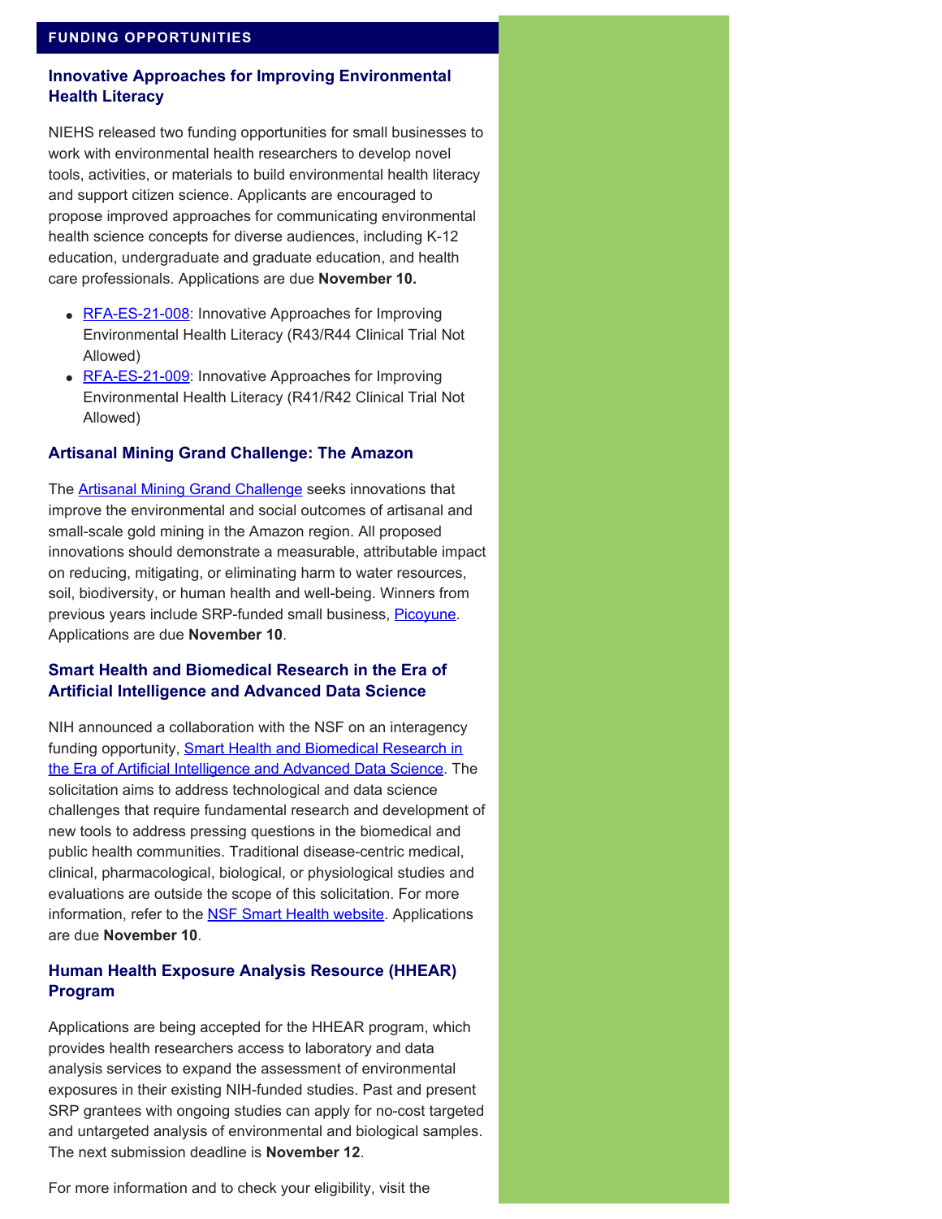## FUNDING OPPORTUNITIES

### Innovative Approaches for Improving Environmental Health Literacy

NIEHS released two funding opportunities for small businesses to work with environmental health researchers to develop novel tools, activities, or materials to build environmental health literacy and support citizen science. Applicants are encouraged to propose improved approaches for communicating environmental health science concepts for diverse audiences, including K-12 education, undergraduate and graduate education, and health care professionals. Applications are due **November 10.**

- RFA-ES-21-008: Innovative Approaches for Improving Environmental Health Literacy (R43/R44 Clinical Trial Not Allowed)
- RFA-ES-21-009: Innovative Approaches for Improving Environmental Health Literacy (R41/R42 Clinical Trial Not Allowed)

### Artisanal Mining Grand Challenge: The Amazon

The Artisanal Mining Grand Challenge seeks innovations that improve the environmental and social outcomes of artisanal and small-scale gold mining in the Amazon region. All proposed innovations should demonstrate a measurable, attributable impact on reducing, mitigating, or eliminating harm to water resources, soil, biodiversity, or human health and well-being. Winners from previous years include SRP-funded small business, Picoyune. Applications are due **November 10**.

### Smart Health and Biomedical Research in the Era of Artificial Intelligence and Advanced Data Science

NIH announced a collaboration with the NSF on an interagency funding opportunity, Smart Health and Biomedical Research in the Era of Artificial Intelligence and Advanced Data Science. The solicitation aims to address technological and data science challenges that require fundamental research and development of new tools to address pressing questions in the biomedical and public health communities. Traditional disease-centric medical, clinical, pharmacological, biological, or physiological studies and evaluations are outside the scope of this solicitation. For more information, refer to the NSF Smart Health website. Applications are due **November 10**.

### Human Health Exposure Analysis Resource (HHEAR) Program

Applications are being accepted for the HHEAR program, which provides health researchers access to laboratory and data analysis services to expand the assessment of environmental exposures in their existing NIH-funded studies. Past and present SRP grantees with ongoing studies can apply for no-cost targeted and untargeted analysis of environmental and biological samples. The next submission deadline is **November 12**.

For more information and to check your eligibility, visit the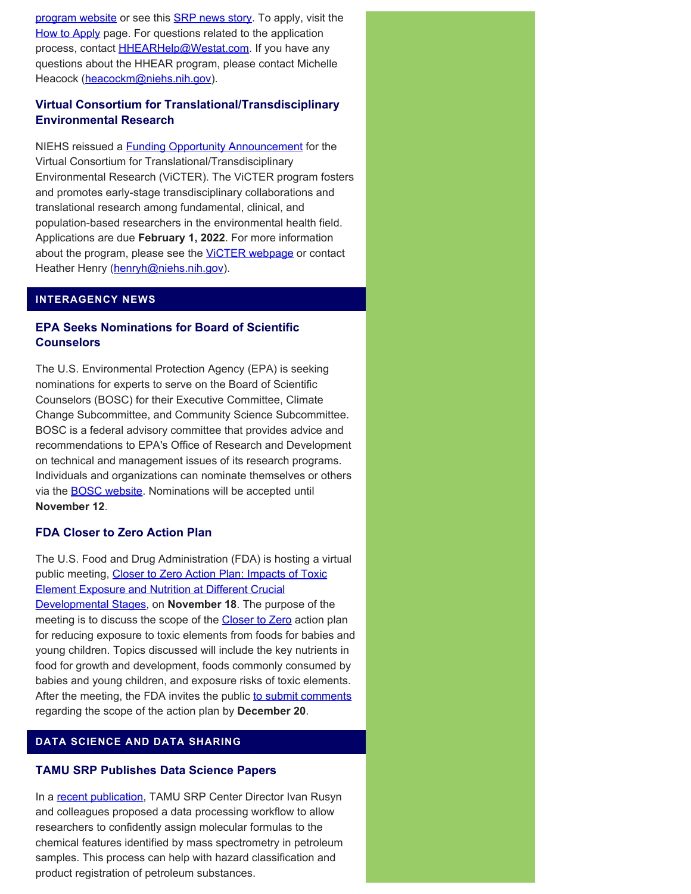program website or see this SRP news story. To apply, visit the How to Apply page. For questions related to the application process, contact HHEARHelp@Westat.com. If you have any questions about the HHEAR program, please contact Michelle Heacock (heacockm@niehs.nih.gov).

### Virtual Consortium for Translational/Transdisciplinary Environmental Research

NIEHS reissued a Funding Opportunity Announcement for the Virtual Consortium for Translational/Transdisciplinary Environmental Research (ViCTER). The ViCTER program fosters and promotes early-stage transdisciplinary collaborations and translational research among fundamental, clinical, and population-based researchers in the environmental health field. Applications are due **February 1, 2022**. For more information about the program, please see the ViCTER webpage or contact Heather Henry (henryh@niehs.nih.gov).

## INTERAGENCY NEWS

### EPA Seeks Nominations for Board of Scientific Counselors

The U.S. Environmental Protection Agency (EPA) is seeking nominations for experts to serve on the Board of Scientific Counselors (BOSC) for their Executive Committee, Climate Change Subcommittee, and Community Science Subcommittee. BOSC is a federal advisory committee that provides advice and recommendations to EPA's Office of Research and Development on technical and management issues of its research programs. Individuals and organizations can nominate themselves or others via the BOSC website. Nominations will be accepted until **November 12**.

### FDA Closer to Zero Action Plan

The U.S. Food and Drug Administration (FDA) is hosting a virtual public meeting, Closer to Zero Action Plan: Impacts of Toxic Element Exposure and Nutrition at Different Crucial Developmental Stages, on **November 18**. The purpose of the meeting is to discuss the scope of the Closer to Zero action plan for reducing exposure to toxic elements from foods for babies and young children. Topics discussed will include the key nutrients in food for growth and development, foods commonly consumed by babies and young children, and exposure risks of toxic elements. After the meeting, the FDA invites the public to submit comments regarding the scope of the action plan by **December 20**.

## DATA SCIENCE AND DATA SHARING

### TAMU SRP Publishes Data Science Papers

In a recent publication, TAMU SRP Center Director Ivan Rusyn and colleagues proposed a data processing workflow to allow researchers to confidently assign molecular formulas to the chemical features identified by mass spectrometry in petroleum samples. This process can help with hazard classification and product registration of petroleum substances.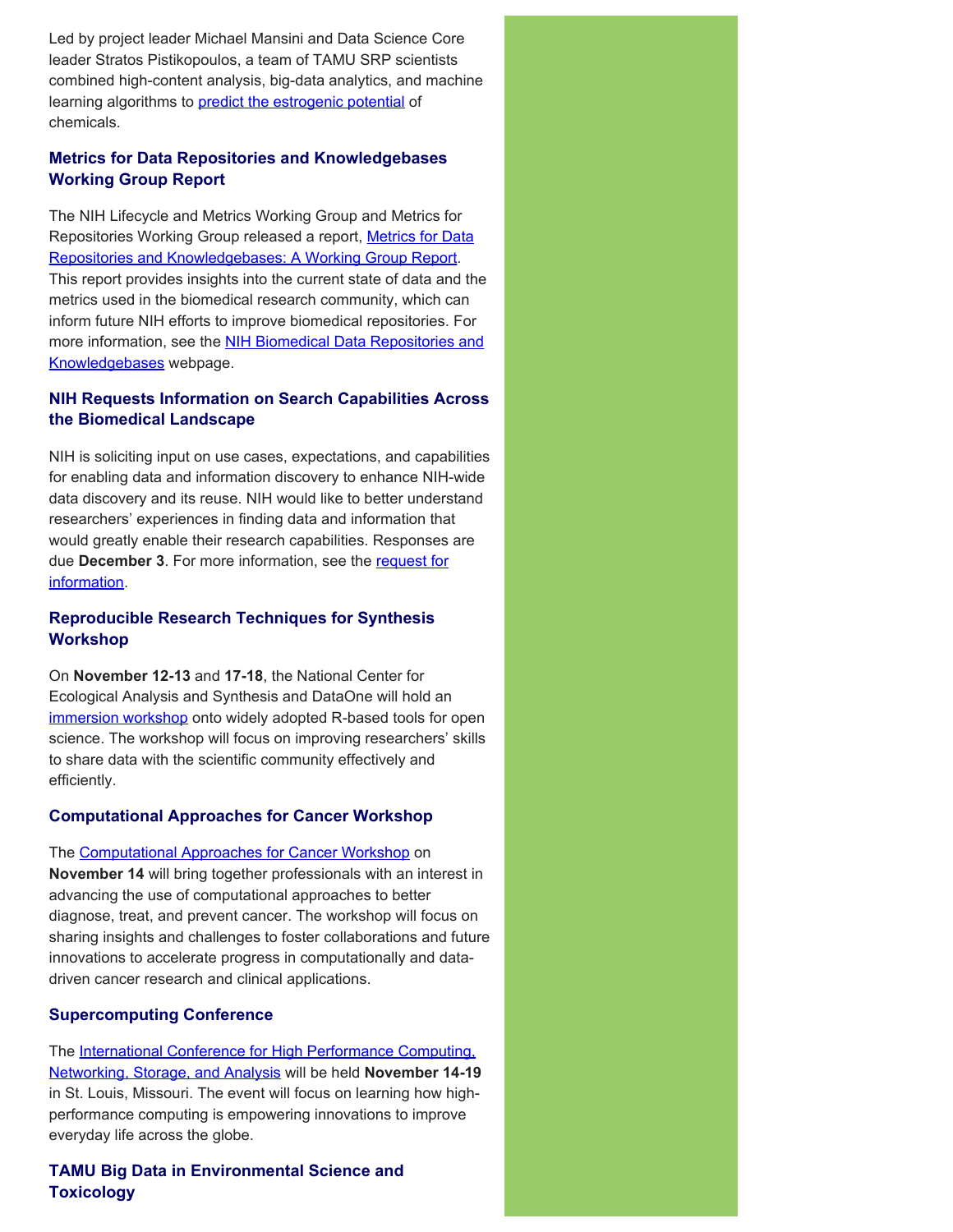Led by project leader Michael Mansini and Data Science Core leader Stratos Pistikopoulos, a team of TAMU SRP scientists combined high-content analysis, big-data analytics, and machine learning algorithms to predict the estrogenic potential of chemicals.

### Metrics for Data Repositories and Knowledgebases Working Group Report

The NIH Lifecycle and Metrics Working Group and Metrics for Repositories Working Group released a report, Metrics for Data Repositories and Knowledgebases: A Working Group Report. This report provides insights into the current state of data and the metrics used in the biomedical research community, which can inform future NIH efforts to improve biomedical repositories. For more information, see the NIH Biomedical Data Repositories and Knowledgebases webpage.

### NIH Requests Information on Search Capabilities Across the Biomedical Landscape

NIH is soliciting input on use cases, expectations, and capabilities for enabling data and information discovery to enhance NIH-wide data discovery and its reuse. NIH would like to better understand researchers' experiences in finding data and information that would greatly enable their research capabilities. Responses are due **December 3**. For more information, see the request for information.

### Reproducible Research Techniques for Synthesis Workshop

On **November 12-13** and **17-18**, the National Center for Ecological Analysis and Synthesis and DataOne will hold an immersion workshop onto widely adopted R-based tools for open science. The workshop will focus on improving researchers' skills to share data with the scientific community effectively and efficiently.

### Computational Approaches for Cancer Workshop

The Computational Approaches for Cancer Workshop on **November 14** will bring together professionals with an interest in advancing the use of computational approaches to better diagnose, treat, and prevent cancer. The workshop will focus on sharing insights and challenges to foster collaborations and future innovations to accelerate progress in computationally and data-driven cancer research and clinical applications.

### Supercomputing Conference

The International Conference for High Performance Computing, Networking, Storage, and Analysis will be held **November 14-19** in St. Louis, Missouri. The event will focus on learning how high-performance computing is empowering innovations to improve everyday life across the globe.

### TAMU Big Data in Environmental Science and Toxicology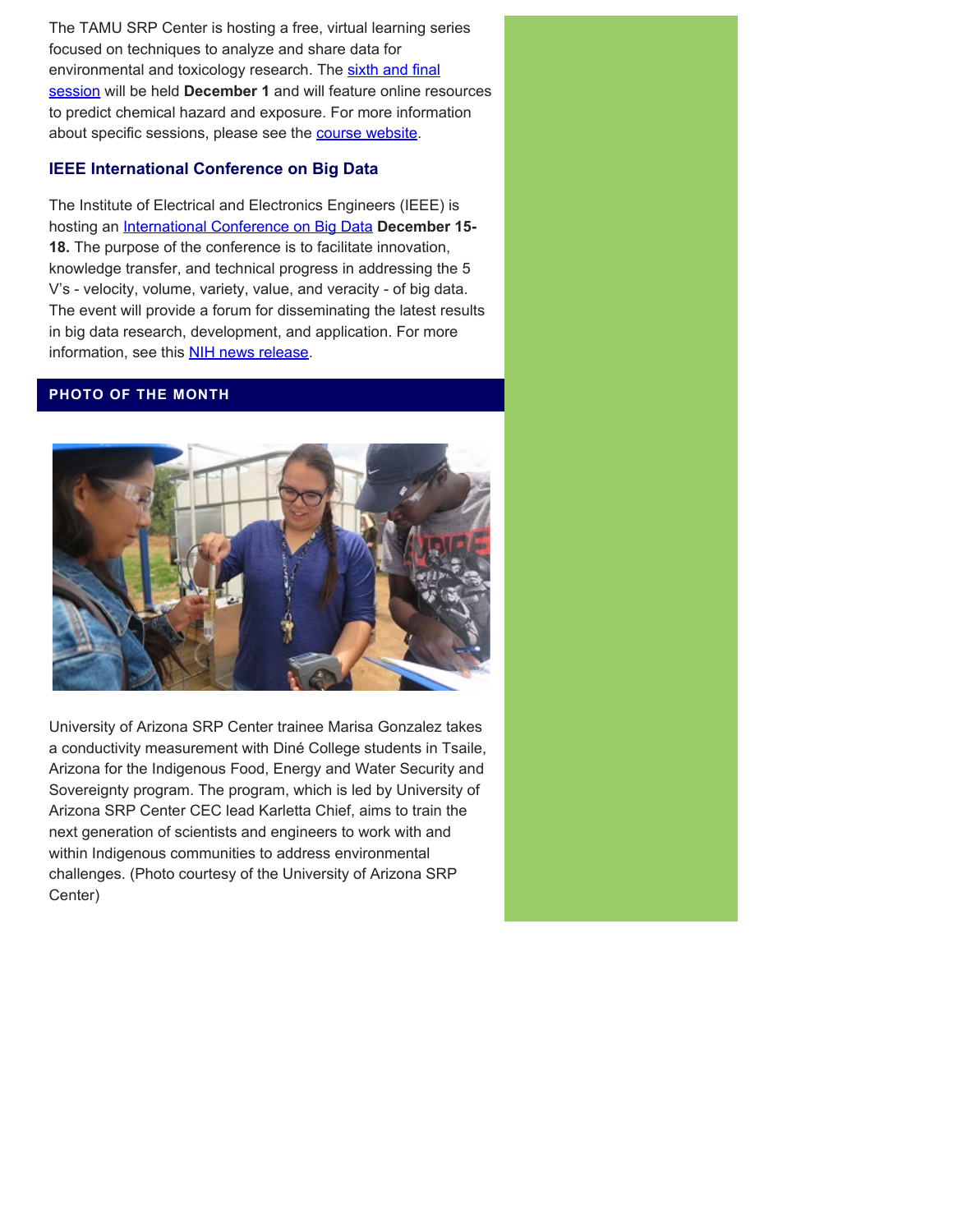The TAMU SRP Center is hosting a free, virtual learning series focused on techniques to analyze and share data for environmental and toxicology research. The sixth and final session will be held **December 1** and will feature online resources to predict chemical hazard and exposure. For more information about specific sessions, please see the course website.

### IEEE International Conference on Big Data

The Institute of Electrical and Electronics Engineers (IEEE) is hosting an International Conference on Big Data **December 15-18.** The purpose of the conference is to facilitate innovation, knowledge transfer, and technical progress in addressing the 5 V's - velocity, volume, variety, value, and veracity - of big data. The event will provide a forum for disseminating the latest results in big data research, development, and application. For more information, see this NIH news release.

## PHOTO OF THE MONTH

University of Arizona SRP Center trainee Marisa Gonzalez takes a conductivity measurement with Diné College students in Tsaile, Arizona for the Indigenous Food, Energy and Water Security and Sovereignty program. The program, which is led by University of Arizona SRP Center CEC lead Karletta Chief, aims to train the next generation of scientists and engineers to work with and within Indigenous communities to address environmental challenges. (Photo courtesy of the University of Arizona SRP Center)